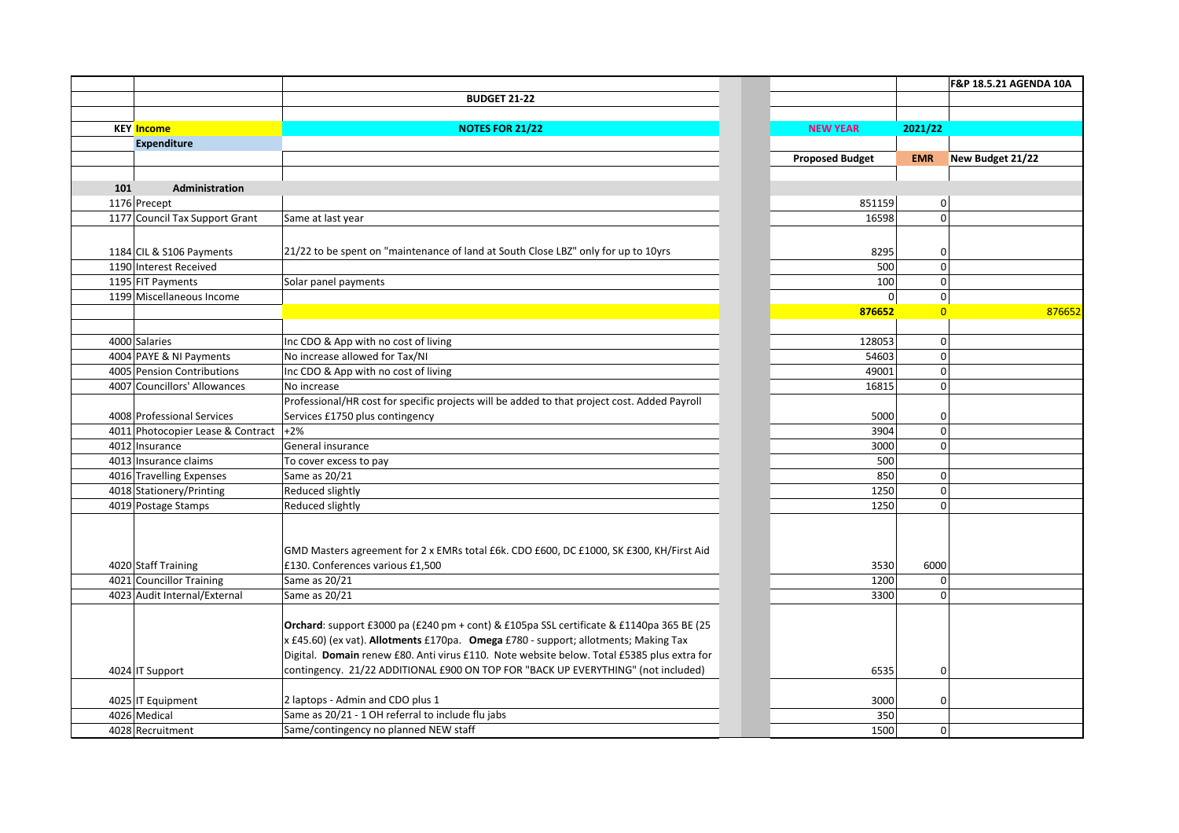| | | | | | F&P 18.5.21 AGENDA 10A |
|---|---|---|---|---|---|
| | | BUDGET 21-22 | | | |
| KEY | Income | NOTES FOR 21/22 | NEW YEAR | 2021/22 | |
| | Expenditure | | | | |
| | | | Proposed Budget | EMR | New Budget 21/22 |
| 101 | Administration | | | | |
| 1176 | Precept | | 851159 | 0 | |
| 1177 | Council Tax Support Grant | Same at last year | 16598 | 0 | |
| 1184 | CIL & S106 Payments | 21/22 to be spent on "maintenance of land at South Close LBZ" only for up to 10yrs | 8295 | 0 | |
| 1190 | Interest Received | | 500 | 0 | |
| 1195 | FIT Payments | Solar panel payments | 100 | 0 | |
| 1199 | Miscellaneous Income | | 0 | 0 | |
| | | | 876652 | 0 | 876652 |
| 4000 | Salaries | Inc CDO & App with no cost of living | 128053 | 0 | |
| 4004 | PAYE & NI Payments | No increase allowed for Tax/NI | 54603 | 0 | |
| 4005 | Pension Contributions | Inc CDO & App with no cost of living | 49001 | 0 | |
| 4007 | Councillors' Allowances | No increase | 16815 | 0 | |
| 4008 | Professional Services | Professional/HR cost for specific projects will be added to that project cost. Added Payroll Services £1750 plus contingency | 5000 | 0 | |
| 4011 | Photocopier Lease & Contract | +2% | 3904 | 0 | |
| 4012 | Insurance | General insurance | 3000 | 0 | |
| 4013 | Insurance claims | To cover excess to pay | 500 | | |
| 4016 | Travelling Expenses | Same as 20/21 | 850 | 0 | |
| 4018 | Stationery/Printing | Reduced slightly | 1250 | 0 | |
| 4019 | Postage Stamps | Reduced slightly | 1250 | 0 | |
| 4020 | Staff Training | GMD Masters agreement for 2 x EMRs total £6k. CDO £600, DC £1000, SK £300, KH/First Aid £130. Conferences various £1,500 | 3530 | 6000 | |
| 4021 | Councillor Training | Same as 20/21 | 1200 | 0 | |
| 4023 | Audit Internal/External | Same as 20/21 | 3300 | 0 | |
| 4024 | IT Support | **Orchard**: support £3000 pa (£240 pm + cont) & £105pa SSL certificate & £1140pa 365 BE (25 x £45.60) (ex vat). **Allotments** £170pa. **Omega** £780 - support; allotments; Making Tax Digital. **Domain** renew £80. Anti virus £110. Note website below. Total £5385 plus extra for contingency. 21/22 ADDITIONAL £900 ON TOP FOR "BACK UP EVERYTHING" (not included) | 6535 | 0 | |
| 4025 | IT Equipment | 2 laptops - Admin and CDO plus 1 | 3000 | 0 | |
| 4026 | Medical | Same as 20/21 - 1 OH referral to include flu jabs | 350 | | |
| 4028 | Recruitment | Same/contingency no planned NEW staff | 1500 | 0 | |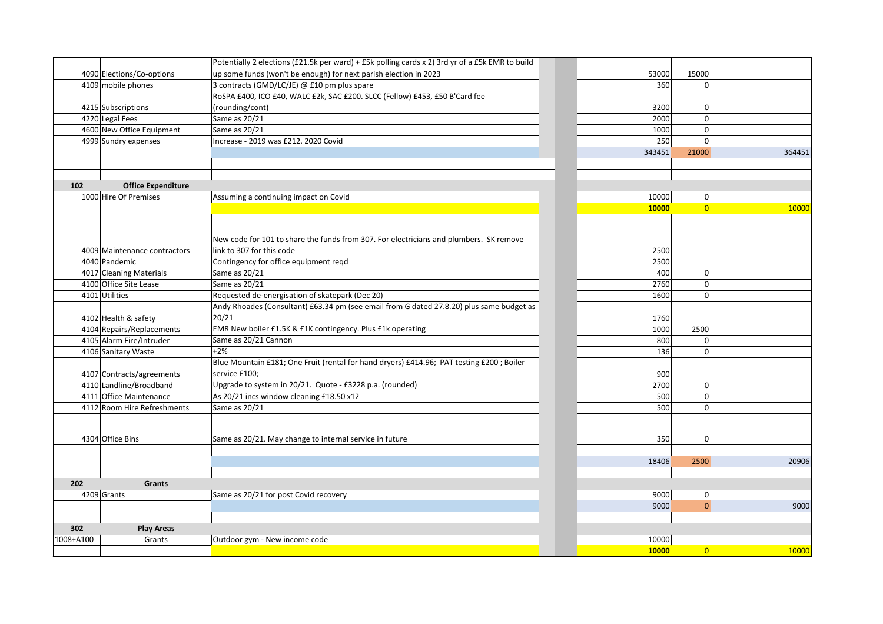| | | | | | | | |
|---|---|---|---|---|---|---|---|
| 4090 | Elections/Co-options | Potentially 2 elections (£21.5k per ward) + £5k polling cards x 2) 3rd yr of a £5k EMR to build up some funds (won't be enough) for next parish election in 2023 | | | 53000 | 15000 | |
| 4109 | mobile phones | 3 contracts (GMD/LC/JE) @ £10 pm plus spare | | | 360 | 0 | |
| 4215 | Subscriptions | RoSPA £400, ICO £40, WALC £2k, SAC £200. SLCC (Fellow) £453, £50 B'Card fee (rounding/cont) | | | 3200 | 0 | |
| 4220 | Legal Fees | Same as 20/21 | | | 2000 | 0 | |
| 4600 | New Office Equipment | Same as 20/21 | | | 1000 | 0 | |
| 4999 | Sundry expenses | Increase - 2019 was £212. 2020 Covid | | | 250 | 0 | |
| | | | | | 343451 | 21000 | 364451 |
| | | | | | | | |
| **102** | **Office Expenditure** | | | | | | |
| 1000 | Hire Of Premises | Assuming a continuing impact on Covid | | | 10000 | 0 | |
| | | | | | **10000** | 0 | 10000 |
| | | | | | | | |
| 4009 | Maintenance contractors | New code for 101 to share the funds from 307. For electricians and plumbers. SK remove link to 307 for this code | | | 2500 | | |
| 4040 | Pandemic | Contingency for office equipment reqd | | | 2500 | | |
| 4017 | Cleaning Materials | Same as 20/21 | | | 400 | 0 | |
| 4100 | Office Site Lease | Same as 20/21 | | | 2760 | 0 | |
| 4101 | Utilities | Requested de-energisation of skatepark (Dec 20) | | | 1600 | 0 | |
| 4102 | Health & safety | Andy Rhoades (Consultant) £63.34 pm (see email from G dated 27.8.20) plus same budget as 20/21 | | | 1760 | | |
| 4104 | Repairs/Replacements | EMR New boiler £1.5K & £1K contingency. Plus £1k operating | | | 1000 | 2500 | |
| 4105 | Alarm Fire/Intruder | Same as 20/21 Cannon | | | 800 | 0 | |
| 4106 | Sanitary Waste | +2% | | | 136 | 0 | |
| 4107 | Contracts/agreements | Blue Mountain £181; One Fruit (rental for hand dryers) £414.96; PAT testing £200 ; Boiler service £100; | | | 900 | | |
| 4110 | Landline/Broadband | Upgrade to system in 20/21. Quote - £3228 p.a. (rounded) | | | 2700 | 0 | |
| 4111 | Office Maintenance | As 20/21 incs window cleaning £18.50 x12 | | | 500 | 0 | |
| 4112 | Room Hire Refreshments | Same as 20/21 | | | 500 | 0 | |
| 4304 | Office Bins | Same as 20/21. May change to internal service in future | | | 350 | 0 | |
| | | | | | | | |
| | | | | | 18406 | 2500 | 20906 |
| | | | | | | | |
| **202** | **Grants** | | | | | | |
| 4209 | Grants | Same as 20/21 for post Covid recovery | | | 9000 | 0 | |
| | | | | | 9000 | 0 | 9000 |
| | | | | | | | |
| **302** | **Play Areas** | | | | | | |
| 1008+A100 | Grants | Outdoor gym - New income code | | | 10000 | | |
| | | | | | **10000** | 0 | 10000 |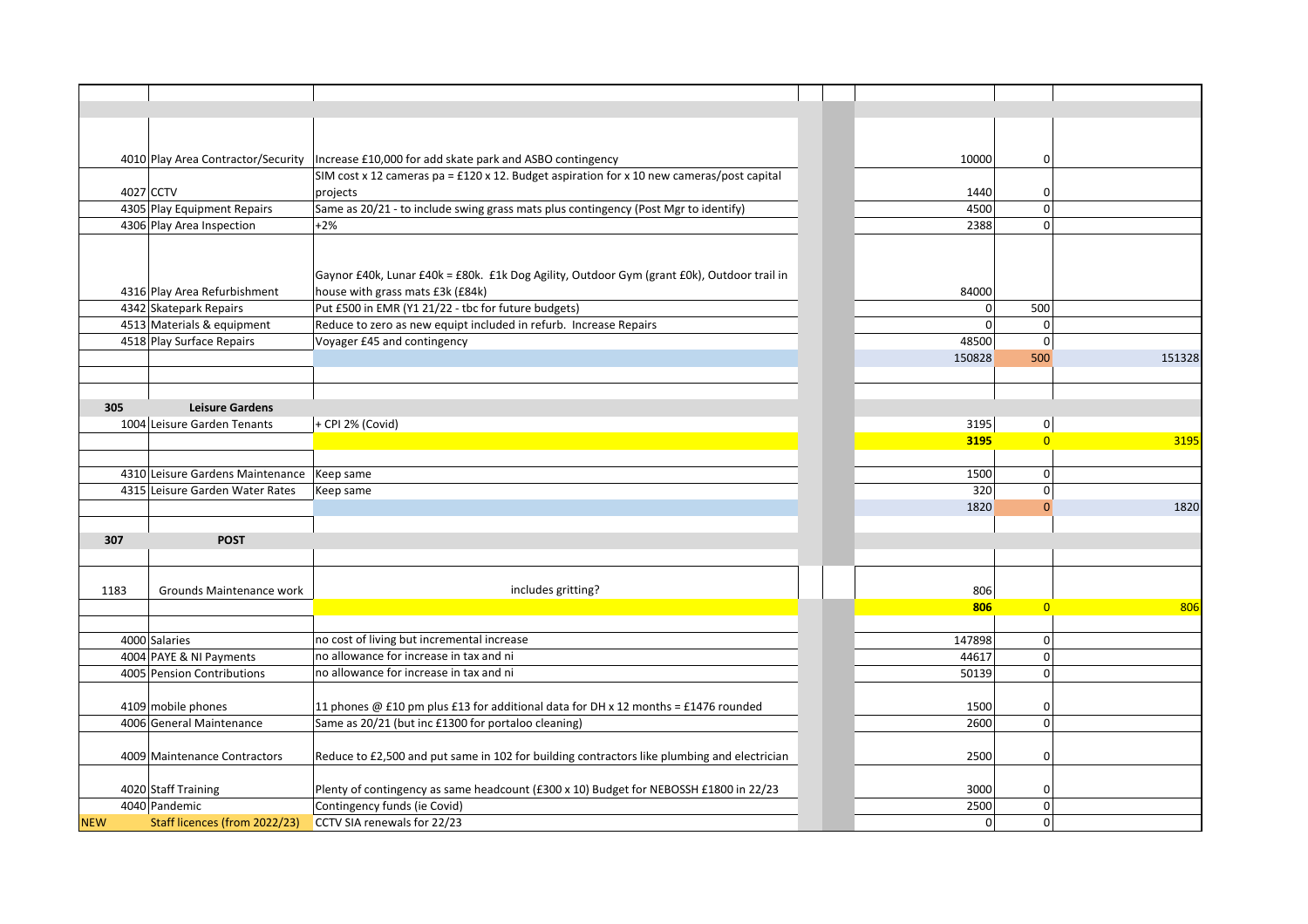| | | | | | | | |
|---|---|---|---|---|---|---|---|
| | | | | | | | |
| | | | | | | | |
| 4010 | Play Area Contractor/Security | Increase £10,000 for add skate park and ASBO contingency | | | 10000 | 0 | |
| 4027 | CCTV | SIM cost x 12 cameras pa = £120 x 12. Budget aspiration for x 10 new cameras/post capital projects | | | 1440 | 0 | |
| 4305 | Play Equipment Repairs | Same as 20/21 - to include swing grass mats plus contingency (Post Mgr to identify) | | | 4500 | 0 | |
| 4306 | Play Area Inspection | +2% | | | 2388 | 0 | |
| 4316 | Play Area Refurbishment | Gaynor £40k, Lunar £40k = £80k. £1k Dog Agility, Outdoor Gym (grant £0k), Outdoor trail in house with grass mats £3k (£84k) | | | 84000 | | |
| 4342 | Skatepark Repairs | Put £500 in EMR (Y1 21/22 - tbc for future budgets) | | | 0 | 500 | |
| 4513 | Materials & equipment | Reduce to zero as new equipt included in refurb. Increase Repairs | | | 0 | 0 | |
| 4518 | Play Surface Repairs | Voyager £45 and contingency | | | 48500 | 0 | |
| | | | | | 150828 | 500 | 151328 |
| | | | | | | | |
| | | | | | | | |
| **305** | **Leisure Gardens** | | | | | | |
| 1004 | Leisure Garden Tenants | + CPI 2% (Covid) | | | 3195 | 0 | |
| | | | | | **3195** | 0 | 3195 |
| | | | | | | | |
| 4310 | Leisure Gardens Maintenance | Keep same | | | 1500 | 0 | |
| 4315 | Leisure Garden Water Rates | Keep same | | | 320 | 0 | |
| | | | | | 1820 | 0 | 1820 |
| | | | | | | | |
| **307** | **POST** | | | | | | |
| | | | | | | | |
| 1183 | Grounds Maintenance work | includes gritting? | | | 806 | | |
| | | | | | **806** | 0 | 806 |
| | | | | | | | |
| 4000 | Salaries | no cost of living but incremental increase | | | 147898 | 0 | |
| 4004 | PAYE & NI Payments | no allowance for increase in tax and ni | | | 44617 | 0 | |
| 4005 | Pension Contributions | no allowance for increase in tax and ni | | | 50139 | 0 | |
| 4109 | mobile phones | 11 phones @ £10 pm plus £13 for additional data for DH x 12 months = £1476 rounded | | | 1500 | 0 | |
| 4006 | General Maintenance | Same as 20/21 (but inc £1300 for portaloo cleaning) | | | 2600 | 0 | |
| 4009 | Maintenance Contractors | Reduce to £2,500 and put same in 102 for building contractors like plumbing and electrician | | | 2500 | 0 | |
| 4020 | Staff Training | Plenty of contingency as same headcount (£300 x 10) Budget for NEBOSSH £1800 in 22/23 | | | 3000 | 0 | |
| 4040 | Pandemic | Contingency funds (ie Covid) | | | 2500 | 0 | |
| NEW | Staff licences (from 2022/23) | CCTV SIA renewals for 22/23 | | | 0 | 0 | |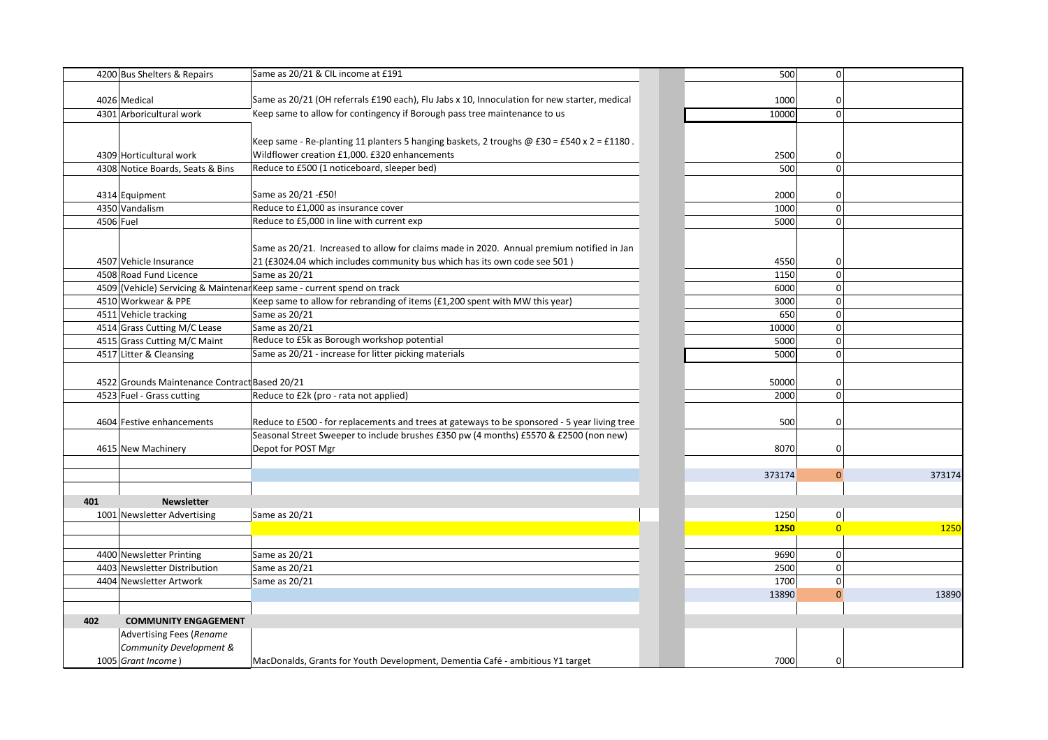| Code | Item | Notes | | | Budget | Variance | Total |
|---|---|---|---|---|---|---|---|
| 4200 | Bus Shelters & Repairs | Same as 20/21 & CIL income at £191 | | | 500 | 0 | |
| 4026 | Medical | Same as 20/21 (OH referrals £190 each), Flu Jabs x 10, Innoculation for new starter, medical | | | 1000 | 0 | |
| 4301 | Arboricultural work | Keep same to allow for contingency if Borough pass tree maintenance to us | | | 10000 | 0 | |
| 4309 | Horticultural work | Keep same - Re-planting 11 planters 5 hanging baskets, 2 troughs @ £30 = £540 x 2 = £1180 . Wildflower creation £1,000. £320 enhancements | | | 2500 | 0 | |
| 4308 | Notice Boards, Seats & Bins | Reduce to £500 (1 noticeboard, sleeper bed) | | | 500 | 0 | |
| 4314 | Equipment | Same as 20/21 -£50! | | | 2000 | 0 | |
| 4350 | Vandalism | Reduce to £1,000 as insurance cover | | | 1000 | 0 | |
| 4506 | Fuel | Reduce to £5,000 in line with current exp | | | 5000 | 0 | |
| 4507 | Vehicle Insurance | Same as 20/21. Increased to allow for claims made in 2020. Annual premium notified in Jan 21 (£3024.04 which includes community bus which has its own code see 501 ) | | | 4550 | 0 | |
| 4508 | Road Fund Licence | Same as 20/21 | | | 1150 | 0 | |
| 4509 | (Vehicle) Servicing & Maintenar | Keep same - current spend on track | | | 6000 | 0 | |
| 4510 | Workwear & PPE | Keep same to allow for rebranding of items (£1,200 spent with MW this year) | | | 3000 | 0 | |
| 4511 | Vehicle tracking | Same as 20/21 | | | 650 | 0 | |
| 4514 | Grass Cutting M/C Lease | Same as 20/21 | | | 10000 | 0 | |
| 4515 | Grass Cutting M/C Maint | Reduce to £5k as Borough workshop potential | | | 5000 | 0 | |
| 4517 | Litter & Cleansing | Same as 20/21 - increase for litter picking materials | | | 5000 | 0 | |
| 4522 | Grounds Maintenance Contract | Based 20/21 | | | 50000 | 0 | |
| 4523 | Fuel - Grass cutting | Reduce to £2k (pro - rata not applied) | | | 2000 | 0 | |
| 4604 | Festive enhancements | Reduce to £500 - for replacements and trees at gateways to be sponsored - 5 year living tree | | | 500 | 0 | |
| 4615 | New Machinery | Seasonal Street Sweeper to include brushes £350 pw (4 months) £5570 & £2500 (non new) Depot for POST Mgr | | | 8070 | 0 | |
| | | | | | 373174 | 0 | 373174 |
| **401** | **Newsletter** | | | | | | |
| 1001 | Newsletter Advertising | Same as 20/21 | | | 1250 | 0 | |
| | | | | | **1250** | 0 | 1250 |
| 4400 | Newsletter Printing | Same as 20/21 | | | 9690 | 0 | |
| 4403 | Newsletter Distribution | Same as 20/21 | | | 2500 | 0 | |
| 4404 | Newsletter Artwork | Same as 20/21 | | | 1700 | 0 | |
| | | | | | 13890 | 0 | 13890 |
| **402** | **COMMUNITY ENGAGEMENT** | | | | | | |
| 1005 | Advertising Fees (*Rename Community Development & Grant Income*) | MacDonalds, Grants for Youth Development, Dementia Café - ambitious Y1 target | | | 7000 | 0 | |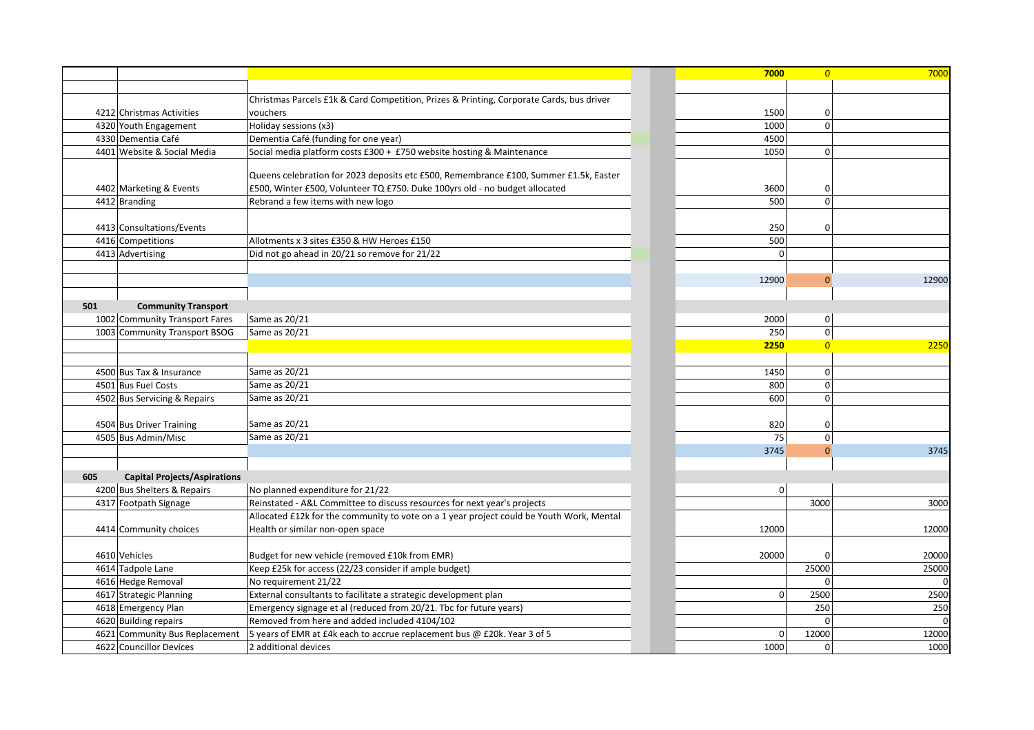| | | | | | | | |
|---|---|---|---|---|---|---|---|
| | | | | | 7000 | 0 | 7000 |
| | | | | | | | |
| 4212 | Christmas Activities | Christmas Parcels £1k & Card Competition, Prizes & Printing, Corporate Cards, bus driver vouchers | | | 1500 | 0 | |
| 4320 | Youth Engagement | Holiday sessions (x3) | | | 1000 | 0 | |
| 4330 | Dementia Café | Dementia Café (funding for one year) | | | 4500 | | |
| 4401 | Website & Social Media | Social media platform costs £300 + £750 website hosting & Maintenance | | | 1050 | 0 | |
| 4402 | Marketing & Events | Queens celebration for 2023 deposits etc £500, Remembrance £100, Summer £1.5k, Easter £500, Winter £500, Volunteer TQ £750. Duke 100yrs old - no budget allocated | | | 3600 | 0 | |
| 4412 | Branding | Rebrand a few items with new logo | | | 500 | 0 | |
| 4413 | Consultations/Events | | | | 250 | 0 | |
| 4416 | Competitions | Allotments x 3 sites £350 & HW Heroes £150 | | | 500 | | |
| 4413 | Advertising | Did not go ahead in 20/21 so remove for 21/22 | | | 0 | | |
| | | | | | | | |
| | | | | | 12900 | 0 | 12900 |
| | | | | | | | |
| **501** | **Community Transport** | | | | | | |
| 1002 | Community Transport Fares | Same as 20/21 | | | 2000 | 0 | |
| 1003 | Community Transport BSOG | Same as 20/21 | | | 250 | 0 | |
| | | | | | **2250** | 0 | 2250 |
| | | | | | | | |
| 4500 | Bus Tax & Insurance | Same as 20/21 | | | 1450 | 0 | |
| 4501 | Bus Fuel Costs | Same as 20/21 | | | 800 | 0 | |
| 4502 | Bus Servicing & Repairs | Same as 20/21 | | | 600 | 0 | |
| 4504 | Bus Driver Training | Same as 20/21 | | | 820 | 0 | |
| 4505 | Bus Admin/Misc | Same as 20/21 | | | 75 | 0 | |
| | | | | | 3745 | 0 | 3745 |
| | | | | | | | |
| **605** | **Capital Projects/Aspirations** | | | | | | |
| 4200 | Bus Shelters & Repairs | No planned expenditure for 21/22 | | | 0 | | |
| 4317 | Footpath Signage | Reinstated - A&L Committee to discuss resources for next year's projects | | | | 3000 | 3000 |
| 4414 | Community choices | Allocated £12k for the community to vote on a 1 year project could be Youth Work, Mental Health or similar non-open space | | | 12000 | | 12000 |
| 4610 | Vehicles | Budget for new vehicle (removed £10k from EMR) | | | 20000 | 0 | 20000 |
| 4614 | Tadpole Lane | Keep £25k for access (22/23 consider if ample budget) | | | | 25000 | 25000 |
| 4616 | Hedge Removal | No requirement 21/22 | | | | 0 | 0 |
| 4617 | Strategic Planning | External consultants to facilitate a strategic development plan | | | 0 | 2500 | 2500 |
| 4618 | Emergency Plan | Emergency signage et al (reduced from 20/21. Tbc for future years) | | | | 250 | 250 |
| 4620 | Building repairs | Removed from here and added included 4104/102 | | | | 0 | 0 |
| 4621 | Community Bus Replacement | 5 years of EMR at £4k each to accrue replacement bus @ £20k. Year 3 of 5 | | | 0 | 12000 | 12000 |
| 4622 | Councillor Devices | 2 additional devices | | | 1000 | 0 | 1000 |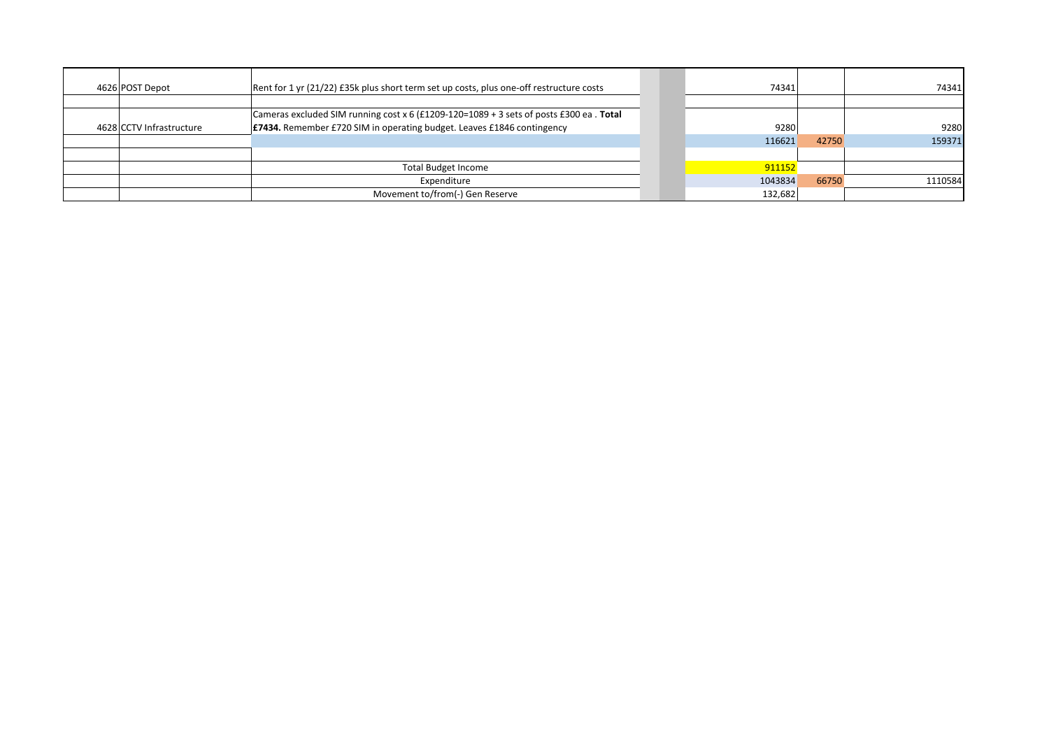| | | | | | | | |
|---|---|---|---|---|---|---|---|
| 4626 | POST Depot | Rent for 1 yr (21/22) £35k plus short term set up costs, plus one-off restructure costs | | | 74341 | | 74341 |
| | | | | | | | |
| 4628 | CCTV Infrastructure | Cameras excluded SIM running cost x 6 (£1209-120=1089 + 3 sets of posts £300 ea . **Total £7434.** Remember £720 SIM in operating budget. Leaves £1846 contingency | | | 9280 | | 9280 |
| | | | | | 116621 | 42750 | 159371 |
| | | | | | | | |
| | | Total Budget Income | | | 911152 | | |
| | | Expenditure | | | 1043834 | 66750 | 1110584 |
| | | Movement to/from(-) Gen Reserve | | | 132,682 | | |